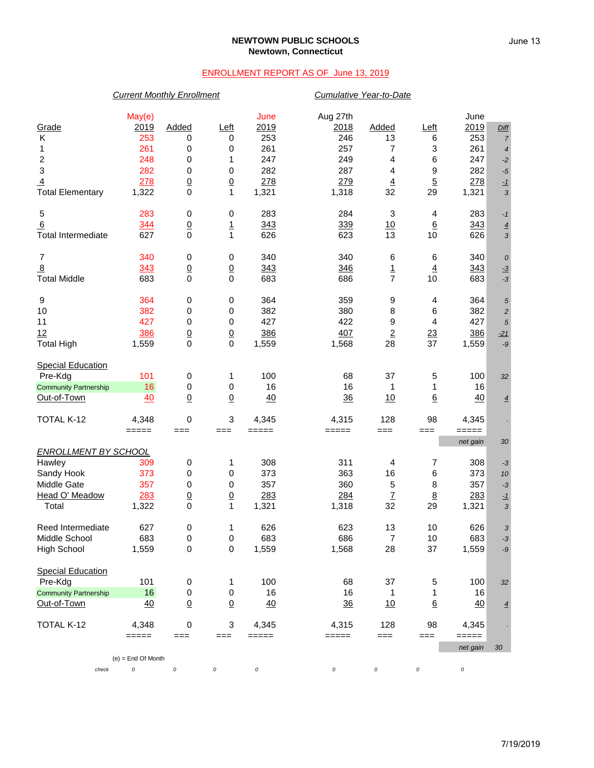**NEWTOWN PUBLIC SCHOOLS**
**Newtown, Connecticut**

ENROLLMENT REPORT AS OF June 13, 2019

| | *Current Monthly Enrollment* | | | | *Cumulative Year-to-Date* | | | | |
|---|---|---|---|---|---|---|---|---|---|
| Grade | May(e) 2019 | Added | Left | June 2019 | Aug 27th 2018 | Added | Left | June 2019 | *Diff* |
| K | 253 | 0 | 0 | 253 | 246 | 13 | 6 | 253 | *7* |
| 1 | 261 | 0 | 0 | 261 | 257 | 7 | 3 | 261 | *4* |
| 2 | 248 | 0 | 1 | 247 | 249 | 4 | 6 | 247 | *-2* |
| 3 | 282 | 0 | 0 | 282 | 287 | 4 | 9 | 282 | *-5* |
| 4 | 278 | 0 | 0 | 278 | 279 | 4 | 5 | 278 | *-1* |
| Total Elementary | 1,322 | 0 | 1 | 1,321 | 1,318 | 32 | 29 | 1,321 | *3* |
| | | | | | | | | | |
| 5 | 283 | 0 | 0 | 283 | 284 | 3 | 4 | 283 | *-1* |
| 6 | 344 | 0 | 1 | 343 | 339 | 10 | 6 | 343 | *4* |
| Total Intermediate | 627 | 0 | 1 | 626 | 623 | 13 | 10 | 626 | *3* |
| | | | | | | | | | |
| 7 | 340 | 0 | 0 | 340 | 340 | 6 | 6 | 340 | *0* |
| 8 | 343 | 0 | 0 | 343 | 346 | 1 | 4 | 343 | *-3* |
| Total Middle | 683 | 0 | 0 | 683 | 686 | 7 | 10 | 683 | *-3* |
| | | | | | | | | | |
| 9 | 364 | 0 | 0 | 364 | 359 | 9 | 4 | 364 | *5* |
| 10 | 382 | 0 | 0 | 382 | 380 | 8 | 6 | 382 | *2* |
| 11 | 427 | 0 | 0 | 427 | 422 | 9 | 4 | 427 | *5* |
| 12 | 386 | 0 | 0 | 386 | 407 | 2 | 23 | 386 | *-21* |
| Total High | 1,559 | 0 | 0 | 1,559 | 1,568 | 28 | 37 | 1,559 | *-9* |
| | | | | | | | | | |
| Special Education | | | | | | | | | |
| Pre-Kdg | 101 | 0 | 1 | 100 | 68 | 37 | 5 | 100 | *32* |
| Community Partnership | 16 | 0 | 0 | 16 | 16 | 1 | 1 | 16 | |
| Out-of-Town | 40 | 0 | 0 | 40 | 36 | 10 | 6 | 40 | *4* |
| | | | | | | | | | |
| TOTAL K-12 | 4,348 | 0 | 3 | 4,345 | 4,315 | 128 | 98 | 4,345 | - |
| | | | | | | | | *net gain* | *30* |
| *ENROLLMENT BY SCHOOL* | | | | | | | | | |
| Hawley | 309 | 0 | 1 | 308 | 311 | 4 | 7 | 308 | *-3* |
| Sandy Hook | 373 | 0 | 0 | 373 | 363 | 16 | 6 | 373 | *10* |
| Middle Gate | 357 | 0 | 0 | 357 | 360 | 5 | 8 | 357 | *-3* |
| Head O' Meadow | 283 | 0 | 0 | 283 | 284 | 7 | 8 | 283 | *-1* |
| Total | 1,322 | 0 | 1 | 1,321 | 1,318 | 32 | 29 | 1,321 | *3* |
| | | | | | | | | | |
| Reed Intermediate | 627 | 0 | 1 | 626 | 623 | 13 | 10 | 626 | *3* |
| Middle School | 683 | 0 | 0 | 683 | 686 | 7 | 10 | 683 | *-3* |
| High School | 1,559 | 0 | 0 | 1,559 | 1,568 | 28 | 37 | 1,559 | *-9* |
| | | | | | | | | | |
| Special Education | | | | | | | | | |
| Pre-Kdg | 101 | 0 | 1 | 100 | 68 | 37 | 5 | 100 | *32* |
| Community Partnership | 16 | 0 | 0 | 16 | 16 | 1 | 1 | 16 | |
| Out-of-Town | 40 | 0 | 0 | 40 | 36 | 10 | 6 | 40 | *4* |
| | | | | | | | | | |
| TOTAL K-12 | 4,348 | 0 | 3 | 4,345 | 4,315 | 128 | 98 | 4,345 | - |
| | | | | | | | | *net gain* | *30* |
| *check* | *0* | *0* | *0* | *0* | *0* | *0* | *0* | *0* | |

(e) = End Of Month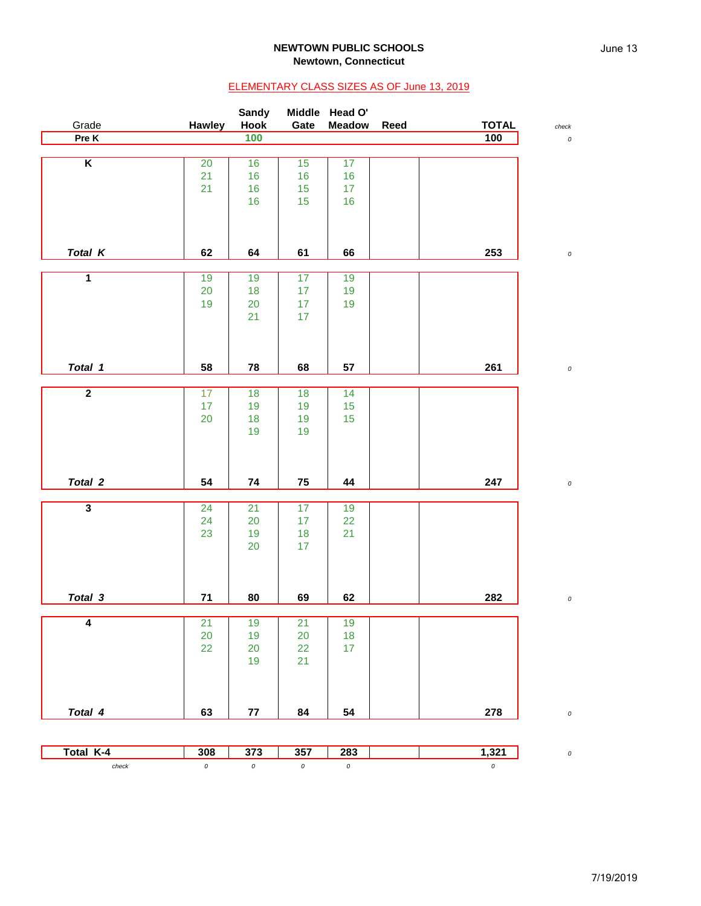**NEWTOWN PUBLIC SCHOOLS**
**Newtown, Connecticut**

ELEMENTARY CLASS SIZES AS OF June 13, 2019

| Grade | Hawley | Sandy Hook | Middle Gate | Head O' Meadow | Reed | TOTAL | check |
|---|---|---|---|---|---|---|---|
| **Pre K** | | 100 | | | | 100 | 0 |
| **K** | 20 | 16 | 15 | 17 | | | |
| | 21 | 16 | 16 | 16 | | | |
| | 21 | 16 | 15 | 17 | | | |
| | | 16 | 15 | 16 | | | |
| ***Total K*** | **62** | **64** | **61** | **66** | | **253** | 0 |
| **1** | 19 | 19 | 17 | 19 | | | |
| | 20 | 18 | 17 | 19 | | | |
| | 19 | 20 | 17 | 19 | | | |
| | | 21 | 17 | | | | |
| ***Total 1*** | **58** | **78** | **68** | **57** | | **261** | 0 |
| **2** | 17 | 18 | 18 | 14 | | | |
| | 17 | 19 | 19 | 15 | | | |
| | 20 | 18 | 19 | 15 | | | |
| | | 19 | 19 | | | | |
| ***Total 2*** | **54** | **74** | **75** | **44** | | **247** | 0 |
| **3** | 24 | 21 | 17 | 19 | | | |
| | 24 | 20 | 17 | 22 | | | |
| | 23 | 19 | 18 | 21 | | | |
| | | 20 | 17 | | | | |
| ***Total 3*** | **71** | **80** | **69** | **62** | | **282** | 0 |
| **4** | 21 | 19 | 21 | 19 | | | |
| | 20 | 19 | 20 | 18 | | | |
| | 22 | 20 | 22 | 17 | | | |
| | | 19 | 21 | | | | |
| ***Total 4*** | **63** | **77** | **84** | **54** | | **278** | 0 |
| **Total K-4** | **308** | **373** | **357** | **283** | | **1,321** | 0 |
| *check* | *0* | *0* | *0* | *0* | | *0* | |